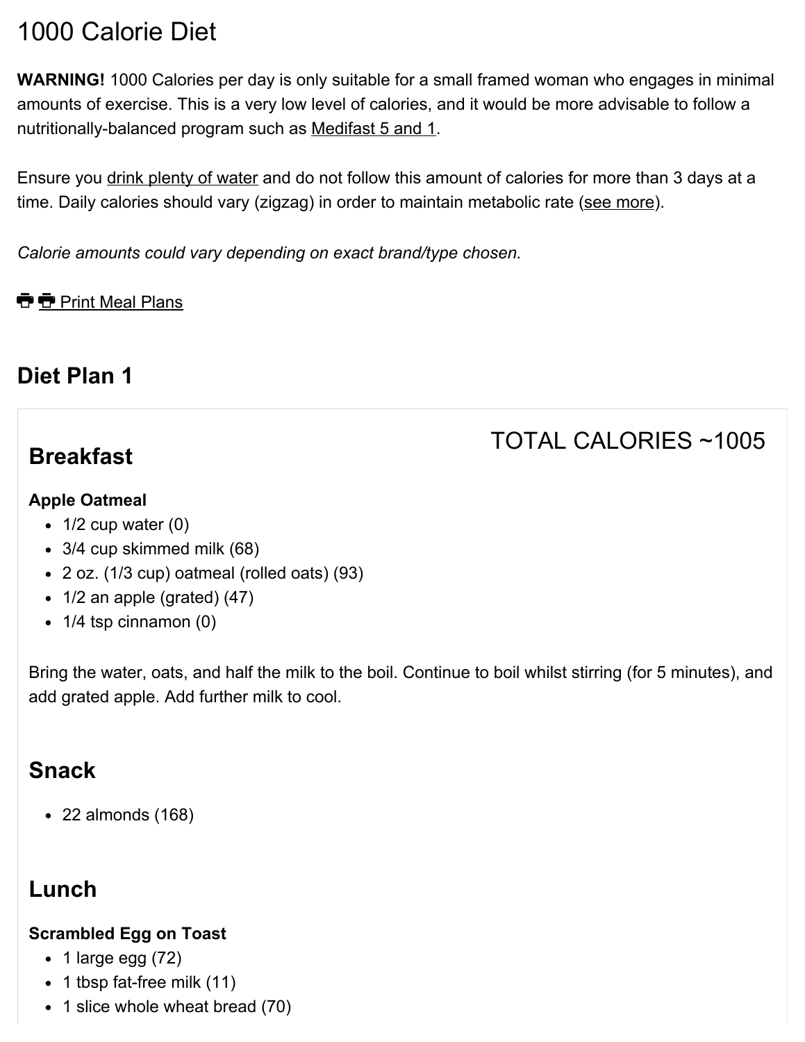# 1000 Calorie Diet

**WARNING!** 1000 Calories per day is only suitable for a small framed woman who engages in minimal amounts of exercise. This is a very low level of calories, and it would be more advisable to follow a nutritionally-balanced program such as Medifast 5 and 1.

Ensure you drink plenty of water and do not follow this amount of calories for more than 3 days at a time. Daily calories should vary (zigzag) in order to maintain metabolic rate (see more).

*Calorie amounts could vary depending on exact brand/type chosen.*

Print Meal Plans

## Diet Plan 1

TOTAL CALORIES ~1005

### Breakfast

**Apple Oatmeal**

- 1/2 cup water (0)
- 3/4 cup skimmed milk (68)
- 2 oz. (1/3 cup) oatmeal (rolled oats) (93)
- 1/2 an apple (grated) (47)
- 1/4 tsp cinnamon (0)

Bring the water, oats, and half the milk to the boil. Continue to boil whilst stirring (for 5 minutes), and add grated apple. Add further milk to cool.

### Snack

- 22 almonds (168)

### Lunch

**Scrambled Egg on Toast**

- 1 large egg (72)
- 1 tbsp fat-free milk (11)
- 1 slice whole wheat bread (70)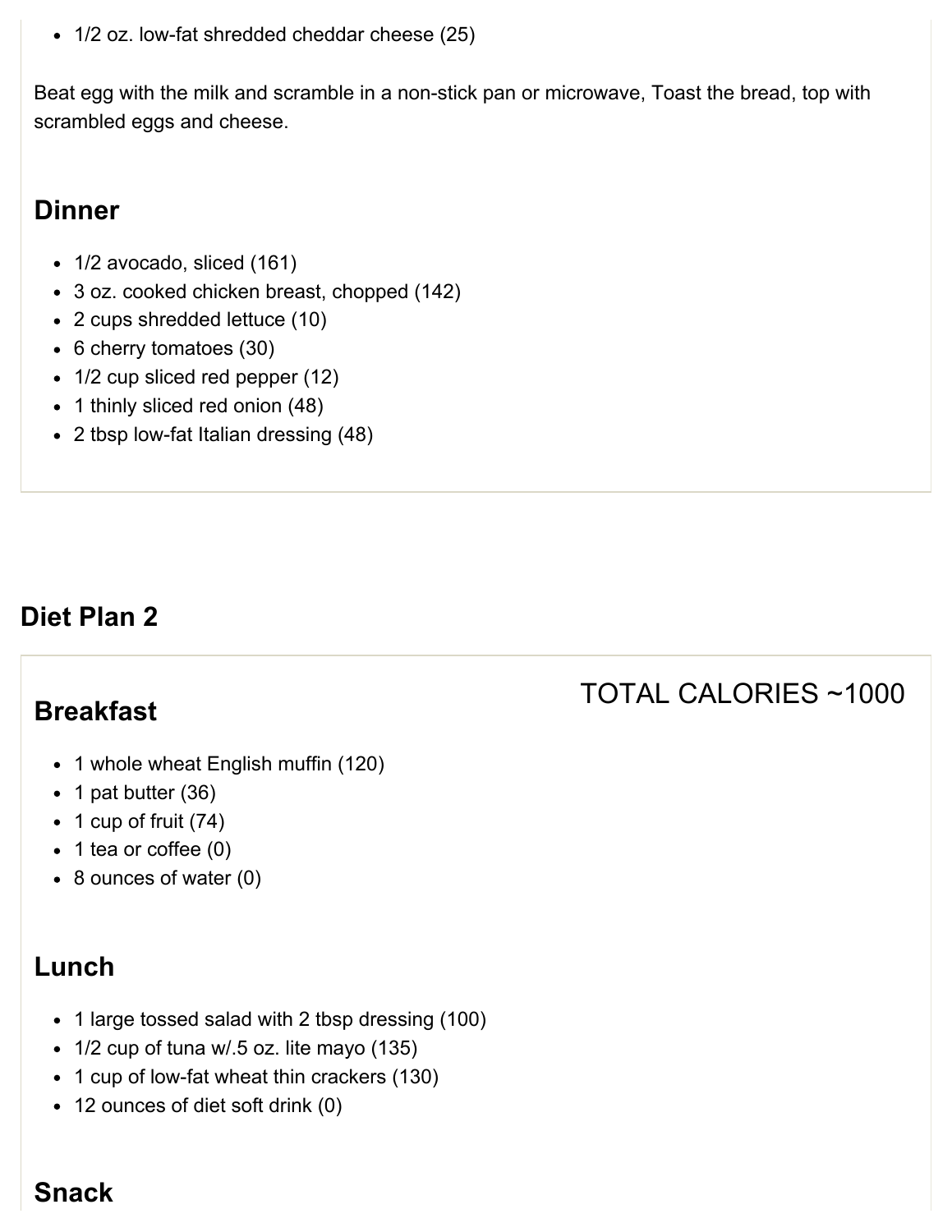- 1/2 oz. low-fat shredded cheddar cheese (25)

Beat egg with the milk and scramble in a non-stick pan or microwave, Toast the bread, top with scrambled eggs and cheese.

### Dinner

- 1/2 avocado, sliced (161)
- 3 oz. cooked chicken breast, chopped (142)
- 2 cups shredded lettuce (10)
- 6 cherry tomatoes (30)
- 1/2 cup sliced red pepper (12)
- 1 thinly sliced red onion (48)
- 2 tbsp low-fat Italian dressing (48)

## Diet Plan 2

TOTAL CALORIES ~1000

### Breakfast

- 1 whole wheat English muffin (120)
- 1 pat butter (36)
- 1 cup of fruit (74)
- 1 tea or coffee (0)
- 8 ounces of water (0)

### Lunch

- 1 large tossed salad with 2 tbsp dressing (100)
- 1/2 cup of tuna w/.5 oz. lite mayo (135)
- 1 cup of low-fat wheat thin crackers (130)
- 12 ounces of diet soft drink (0)

### Snack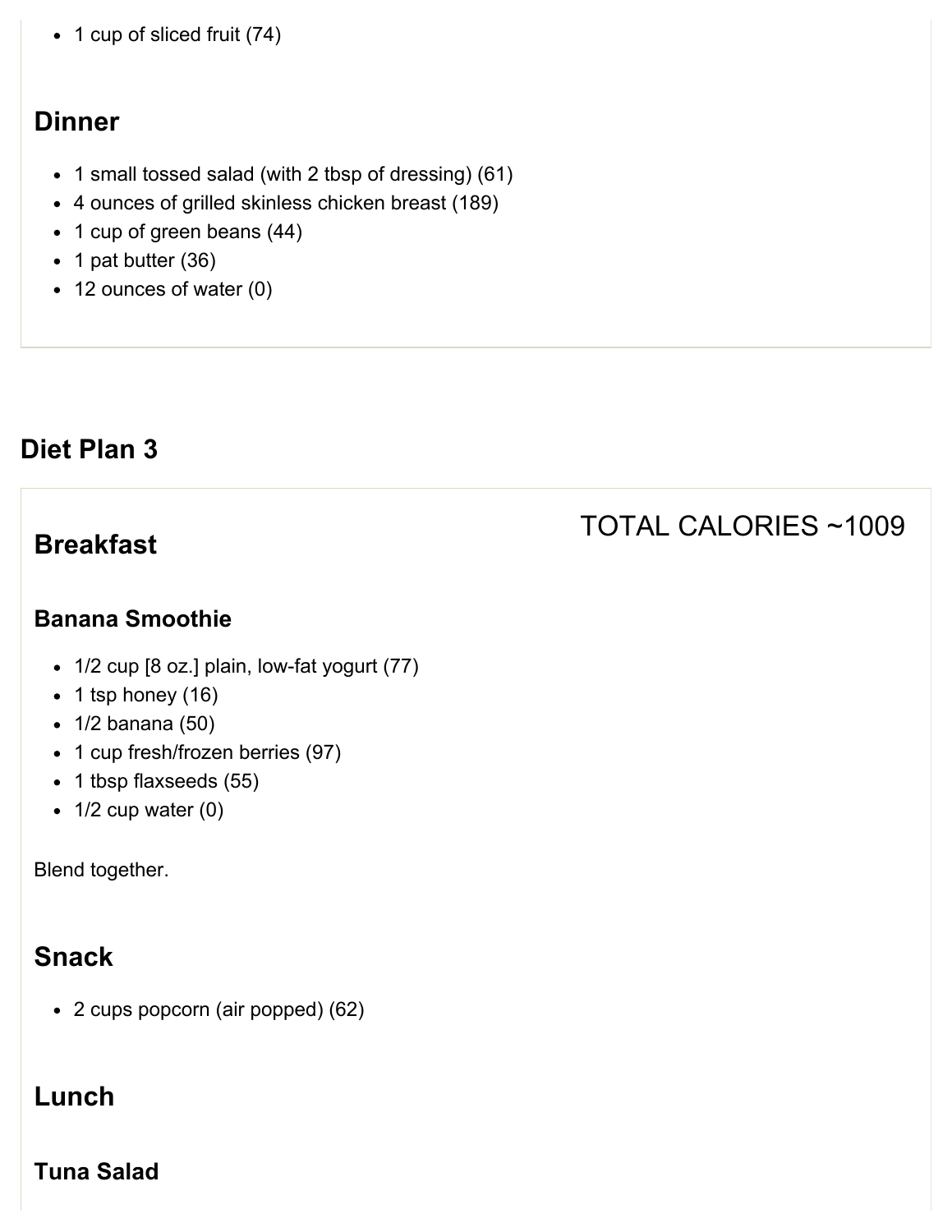- 1 cup of sliced fruit (74)

### Dinner

- 1 small tossed salad (with 2 tbsp of dressing) (61)
- 4 ounces of grilled skinless chicken breast (189)
- 1 cup of green beans (44)
- 1 pat butter (36)
- 12 ounces of water (0)

## Diet Plan 3

TOTAL CALORIES ~1009

### Breakfast

#### Banana Smoothie

- 1/2 cup [8 oz.] plain, low-fat yogurt (77)
- 1 tsp honey (16)
- 1/2 banana (50)
- 1 cup fresh/frozen berries (97)
- 1 tbsp flaxseeds (55)
- 1/2 cup water (0)

Blend together.

### Snack

- 2 cups popcorn (air popped) (62)

### Lunch

#### Tuna Salad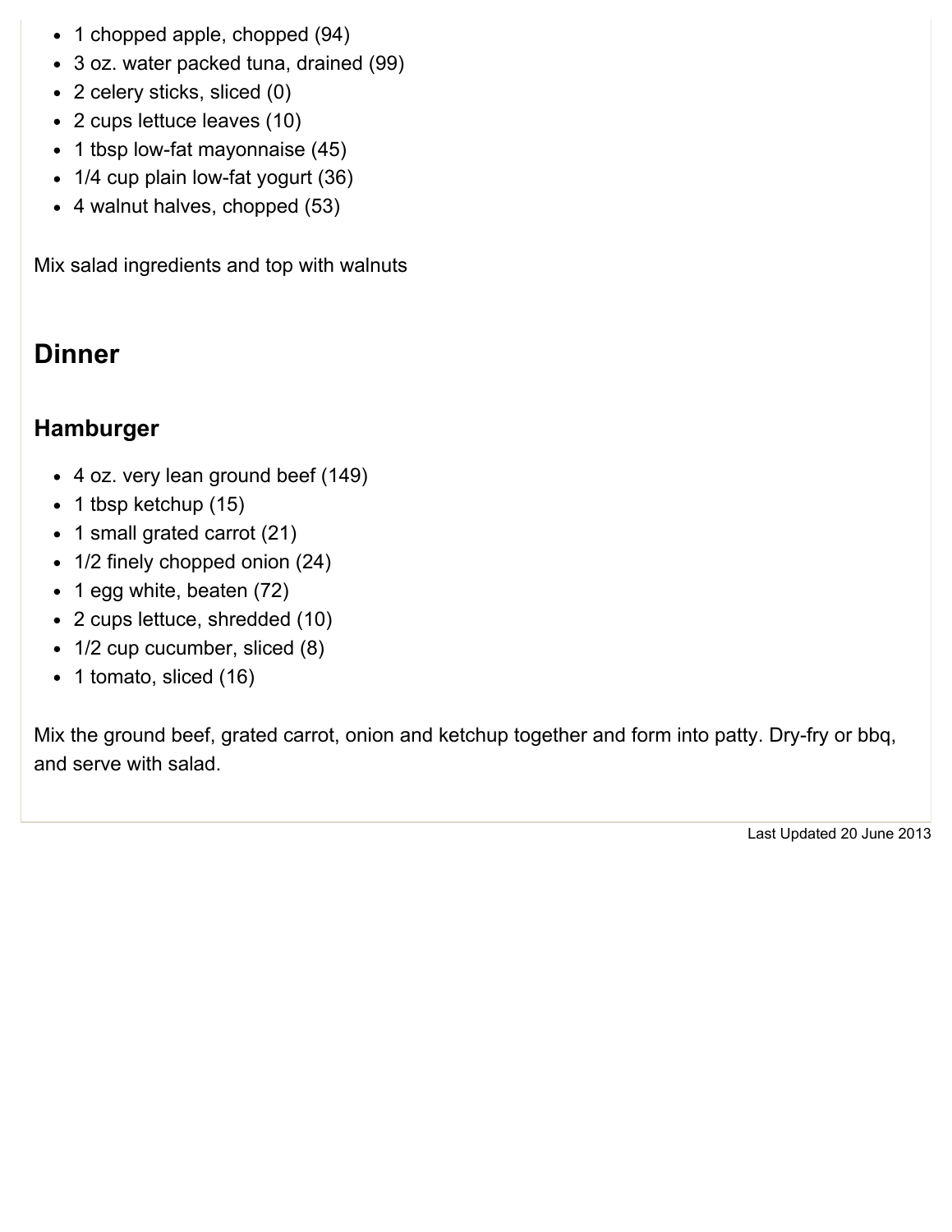- 1 chopped apple, chopped (94)
- 3 oz. water packed tuna, drained (99)
- 2 celery sticks, sliced (0)
- 2 cups lettuce leaves (10)
- 1 tbsp low-fat mayonnaise (45)
- 1/4 cup plain low-fat yogurt (36)
- 4 walnut halves, chopped (53)

Mix salad ingredients and top with walnuts

## Dinner

### Hamburger

- 4 oz. very lean ground beef (149)
- 1 tbsp ketchup (15)
- 1 small grated carrot (21)
- 1/2 finely chopped onion (24)
- 1 egg white, beaten (72)
- 2 cups lettuce, shredded (10)
- 1/2 cup cucumber, sliced (8)
- 1 tomato, sliced (16)

Mix the ground beef, grated carrot, onion and ketchup together and form into patty. Dry-fry or bbq, and serve with salad.

Last Updated 20 June 2013